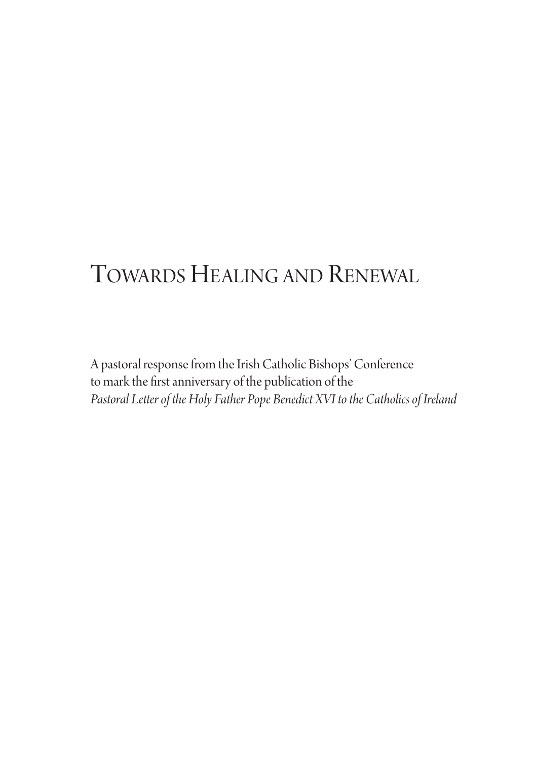# Towards Healing and Renewal

A pastoral response from the Irish Catholic Bishops' Conference to mark the first anniversary of the publication of the *Pastoral Letter of the Holy Father Pope Benedict XVI to the Catholics of Ireland*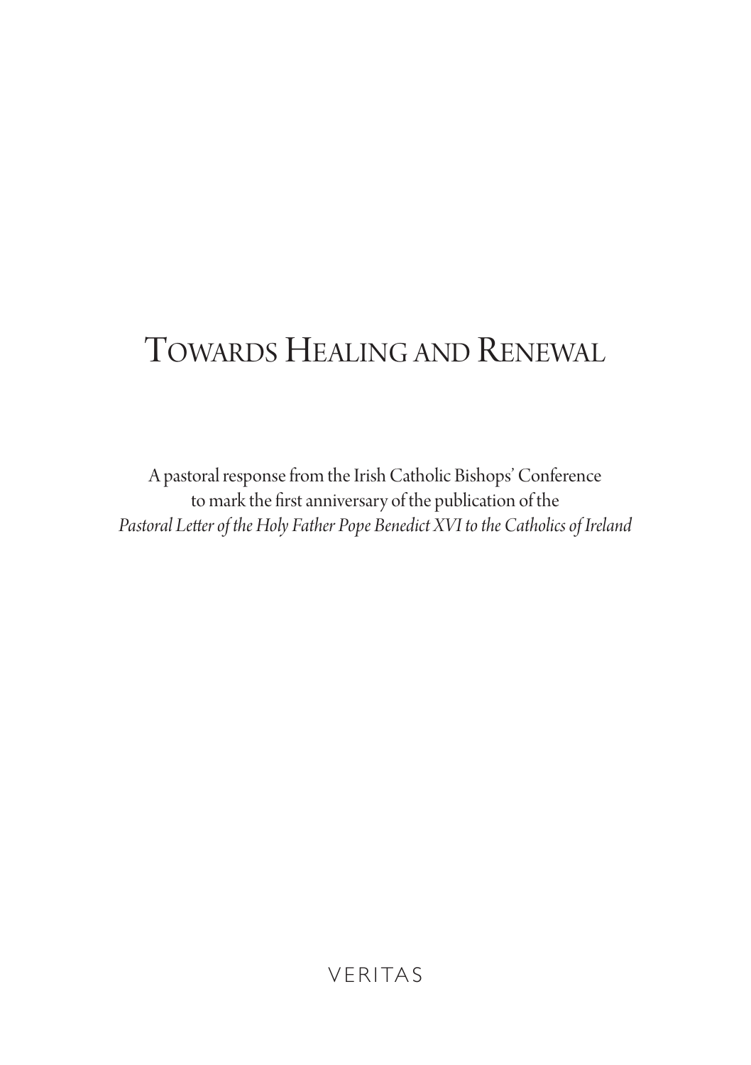# Towards Healing and Renewal

A pastoral response from the Irish Catholic Bishops' Conference
to mark the first anniversary of the publication of the
*Pastoral Letter of the Holy Father Pope Benedict XVI to the Catholics of Ireland*

VERITAS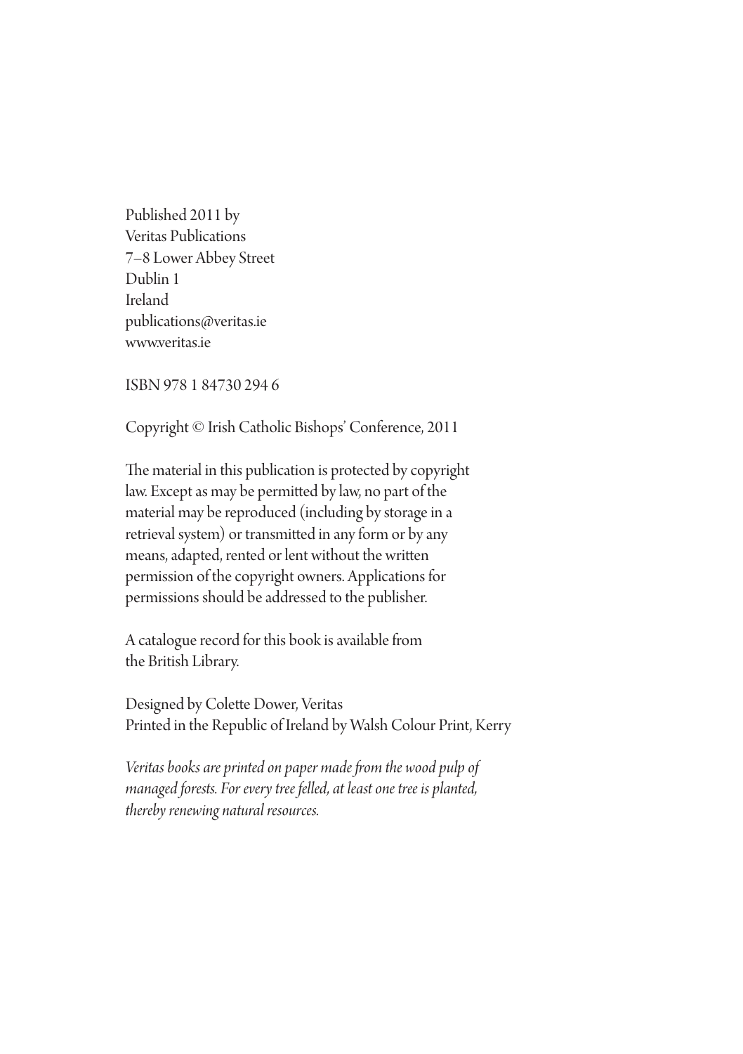Published 2011 by
Veritas Publications
7–8 Lower Abbey Street
Dublin 1
Ireland
publications@veritas.ie
www.veritas.ie

ISBN 978 1 84730 294 6

Copyright © Irish Catholic Bishops' Conference, 2011

The material in this publication is protected by copyright law. Except as may be permitted by law, no part of the material may be reproduced (including by storage in a retrieval system) or transmitted in any form or by any means, adapted, rented or lent without the written permission of the copyright owners. Applications for permissions should be addressed to the publisher.

A catalogue record for this book is available from the British Library.

Designed by Colette Dower, Veritas
Printed in the Republic of Ireland by Walsh Colour Print, Kerry

*Veritas books are printed on paper made from the wood pulp of managed forests. For every tree felled, at least one tree is planted, thereby renewing natural resources.*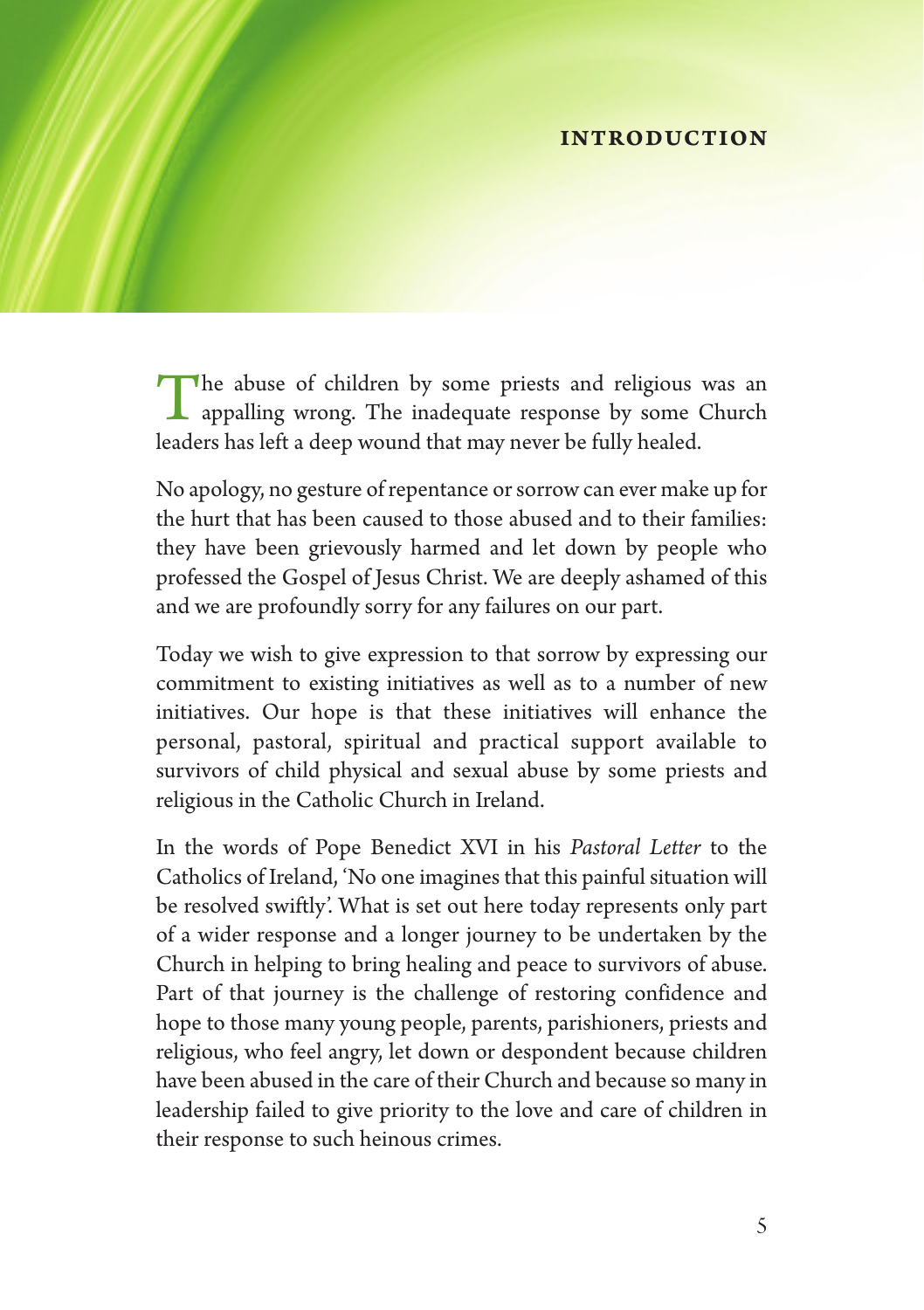# INTRODUCTION

The abuse of children by some priests and religious was an appalling wrong. The inadequate response by some Church leaders has left a deep wound that may never be fully healed.

No apology, no gesture of repentance or sorrow can ever make up for the hurt that has been caused to those abused and to their families: they have been grievously harmed and let down by people who professed the Gospel of Jesus Christ. We are deeply ashamed of this and we are profoundly sorry for any failures on our part.

Today we wish to give expression to that sorrow by expressing our commitment to existing initiatives as well as to a number of new initiatives. Our hope is that these initiatives will enhance the personal, pastoral, spiritual and practical support available to survivors of child physical and sexual abuse by some priests and religious in the Catholic Church in Ireland.

In the words of Pope Benedict XVI in his *Pastoral Letter* to the Catholics of Ireland, 'No one imagines that this painful situation will be resolved swiftly'. What is set out here today represents only part of a wider response and a longer journey to be undertaken by the Church in helping to bring healing and peace to survivors of abuse. Part of that journey is the challenge of restoring confidence and hope to those many young people, parents, parishioners, priests and religious, who feel angry, let down or despondent because children have been abused in the care of their Church and because so many in leadership failed to give priority to the love and care of children in their response to such heinous crimes.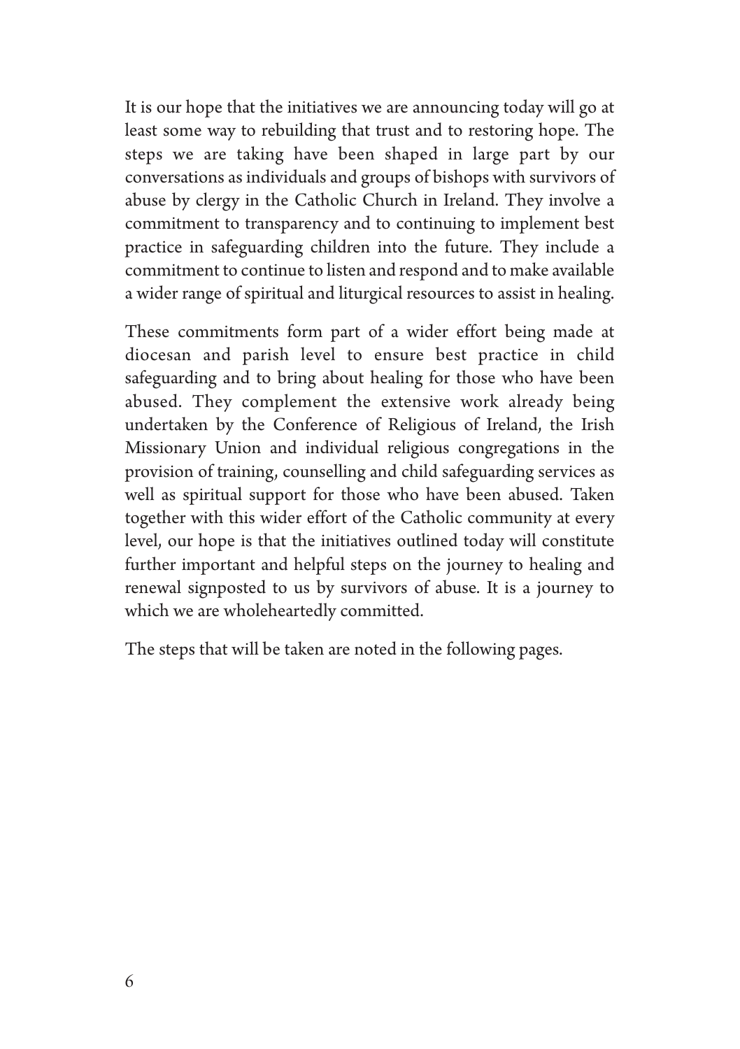It is our hope that the initiatives we are announcing today will go at least some way to rebuilding that trust and to restoring hope. The steps we are taking have been shaped in large part by our conversations as individuals and groups of bishops with survivors of abuse by clergy in the Catholic Church in Ireland. They involve a commitment to transparency and to continuing to implement best practice in safeguarding children into the future. They include a commitment to continue to listen and respond and to make available a wider range of spiritual and liturgical resources to assist in healing.

These commitments form part of a wider effort being made at diocesan and parish level to ensure best practice in child safeguarding and to bring about healing for those who have been abused. They complement the extensive work already being undertaken by the Conference of Religious of Ireland, the Irish Missionary Union and individual religious congregations in the provision of training, counselling and child safeguarding services as well as spiritual support for those who have been abused. Taken together with this wider effort of the Catholic community at every level, our hope is that the initiatives outlined today will constitute further important and helpful steps on the journey to healing and renewal signposted to us by survivors of abuse. It is a journey to which we are wholeheartedly committed.

The steps that will be taken are noted in the following pages.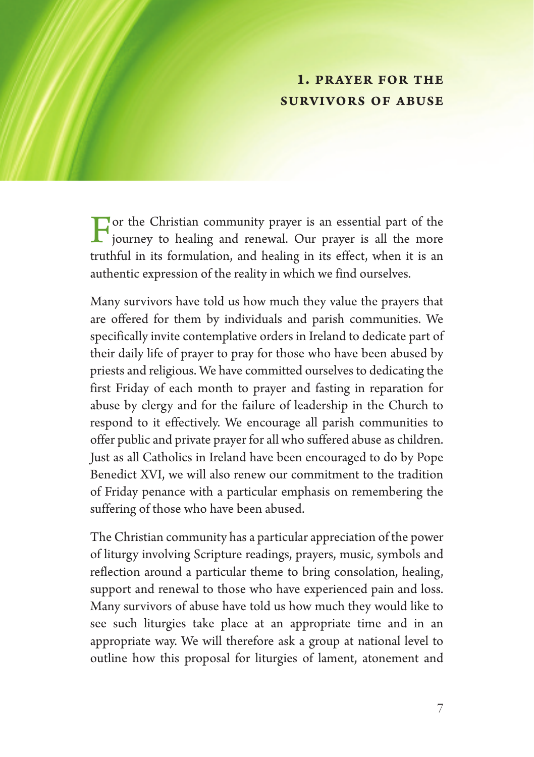## 1. Prayer for the Survivors of Abuse

For the Christian community prayer is an essential part of the journey to healing and renewal. Our prayer is all the more truthful in its formulation, and healing in its effect, when it is an authentic expression of the reality in which we find ourselves.

Many survivors have told us how much they value the prayers that are offered for them by individuals and parish communities. We specifically invite contemplative orders in Ireland to dedicate part of their daily life of prayer to pray for those who have been abused by priests and religious. We have committed ourselves to dedicating the first Friday of each month to prayer and fasting in reparation for abuse by clergy and for the failure of leadership in the Church to respond to it effectively. We encourage all parish communities to offer public and private prayer for all who suffered abuse as children. Just as all Catholics in Ireland have been encouraged to do by Pope Benedict XVI, we will also renew our commitment to the tradition of Friday penance with a particular emphasis on remembering the suffering of those who have been abused.

The Christian community has a particular appreciation of the power of liturgy involving Scripture readings, prayers, music, symbols and reflection around a particular theme to bring consolation, healing, support and renewal to those who have experienced pain and loss. Many survivors of abuse have told us how much they would like to see such liturgies take place at an appropriate time and in an appropriate way. We will therefore ask a group at national level to outline how this proposal for liturgies of lament, atonement and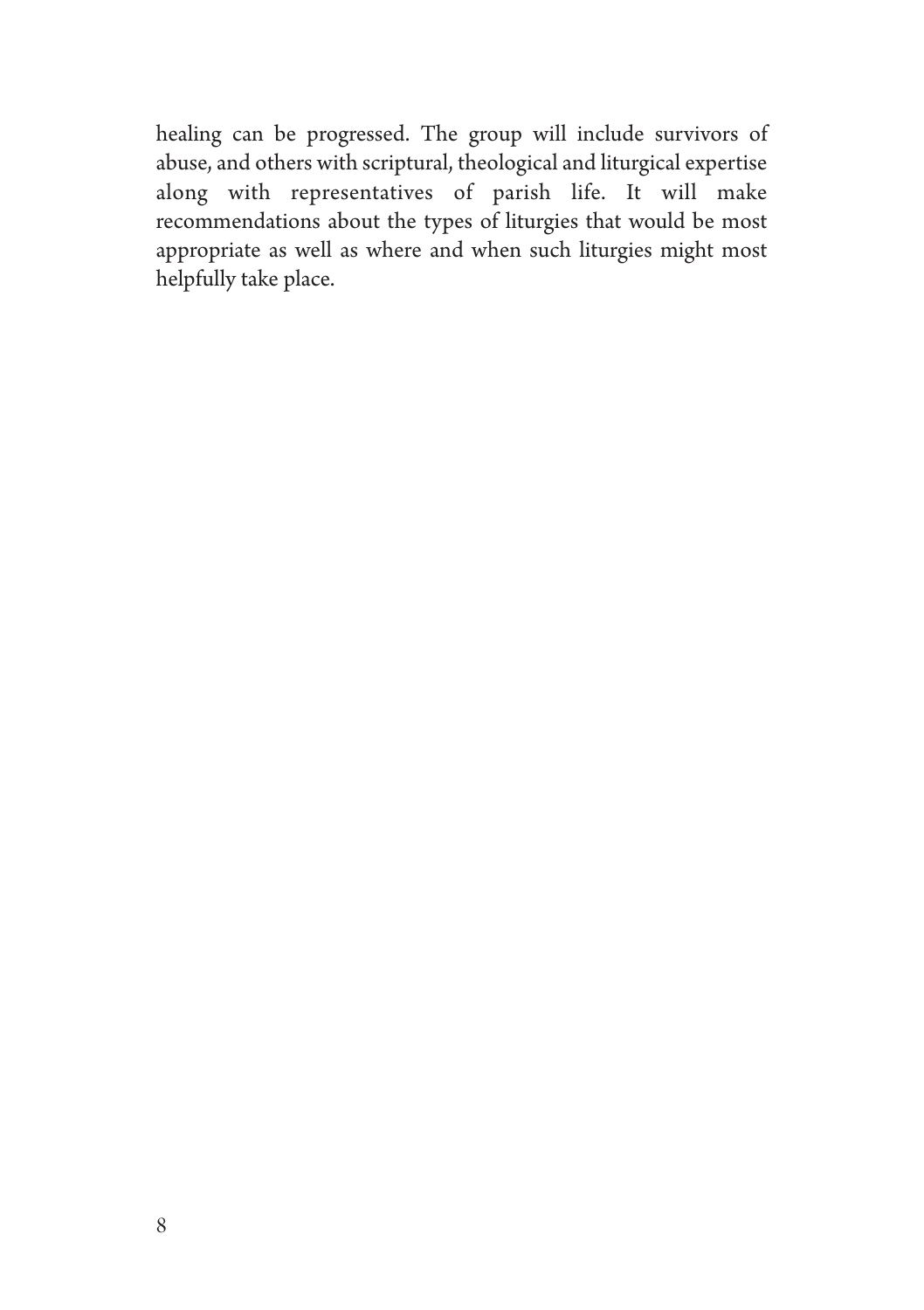healing can be progressed. The group will include survivors of abuse, and others with scriptural, theological and liturgical expertise along with representatives of parish life. It will make recommendations about the types of liturgies that would be most appropriate as well as where and when such liturgies might most helpfully take place.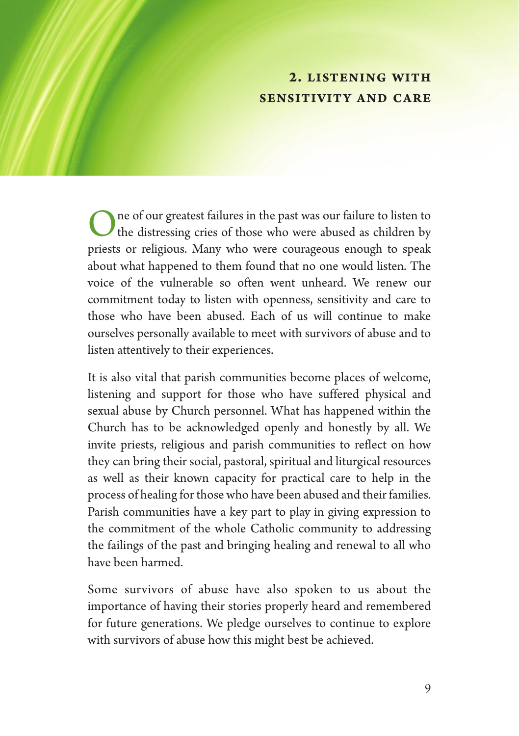## 2. Listening with Sensitivity and Care

One of our greatest failures in the past was our failure to listen to the distressing cries of those who were abused as children by priests or religious. Many who were courageous enough to speak about what happened to them found that no one would listen. The voice of the vulnerable so often went unheard. We renew our commitment today to listen with openness, sensitivity and care to those who have been abused. Each of us will continue to make ourselves personally available to meet with survivors of abuse and to listen attentively to their experiences.

It is also vital that parish communities become places of welcome, listening and support for those who have suffered physical and sexual abuse by Church personnel. What has happened within the Church has to be acknowledged openly and honestly by all. We invite priests, religious and parish communities to reflect on how they can bring their social, pastoral, spiritual and liturgical resources as well as their known capacity for practical care to help in the process of healing for those who have been abused and their families. Parish communities have a key part to play in giving expression to the commitment of the whole Catholic community to addressing the failings of the past and bringing healing and renewal to all who have been harmed.

Some survivors of abuse have also spoken to us about the importance of having their stories properly heard and remembered for future generations. We pledge ourselves to continue to explore with survivors of abuse how this might best be achieved.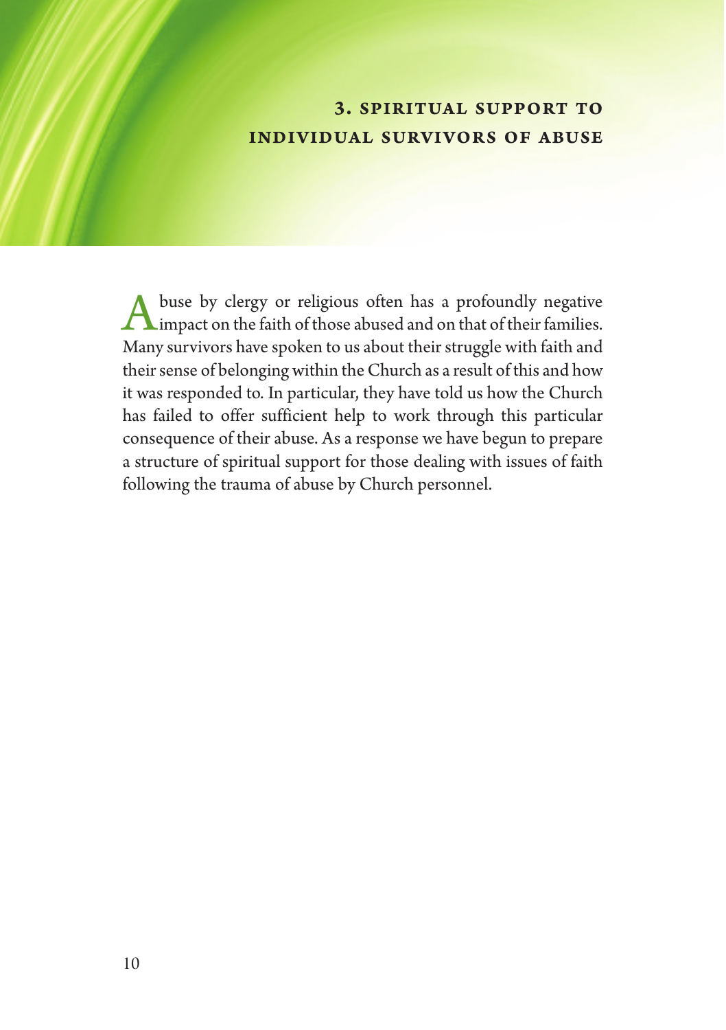## 3. Spiritual Support to Individual Survivors of Abuse

Abuse by clergy or religious often has a profoundly negative impact on the faith of those abused and on that of their families. Many survivors have spoken to us about their struggle with faith and their sense of belonging within the Church as a result of this and how it was responded to. In particular, they have told us how the Church has failed to offer sufficient help to work through this particular consequence of their abuse. As a response we have begun to prepare a structure of spiritual support for those dealing with issues of faith following the trauma of abuse by Church personnel.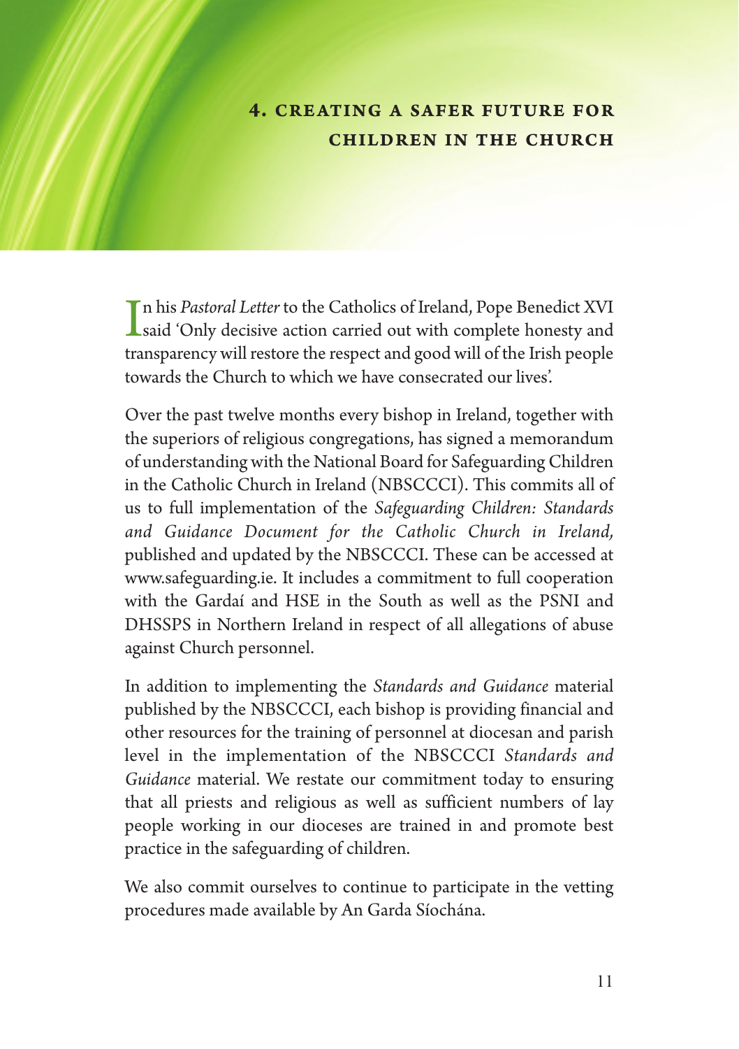# 4. Creating a Safer Future for Children in the Church

In his *Pastoral Letter* to the Catholics of Ireland, Pope Benedict XVI said 'Only decisive action carried out with complete honesty and transparency will restore the respect and good will of the Irish people towards the Church to which we have consecrated our lives'.

Over the past twelve months every bishop in Ireland, together with the superiors of religious congregations, has signed a memorandum of understanding with the National Board for Safeguarding Children in the Catholic Church in Ireland (NBSCCCI). This commits all of us to full implementation of the *Safeguarding Children: Standards and Guidance Document for the Catholic Church in Ireland,* published and updated by the NBSCCCI. These can be accessed at www.safeguarding.ie. It includes a commitment to full cooperation with the Gardaí and HSE in the South as well as the PSNI and DHSSPS in Northern Ireland in respect of all allegations of abuse against Church personnel.

In addition to implementing the *Standards and Guidance* material published by the NBSCCCI, each bishop is providing financial and other resources for the training of personnel at diocesan and parish level in the implementation of the NBSCCCI *Standards and Guidance* material. We restate our commitment today to ensuring that all priests and religious as well as sufficient numbers of lay people working in our dioceses are trained in and promote best practice in the safeguarding of children.

We also commit ourselves to continue to participate in the vetting procedures made available by An Garda Síochána.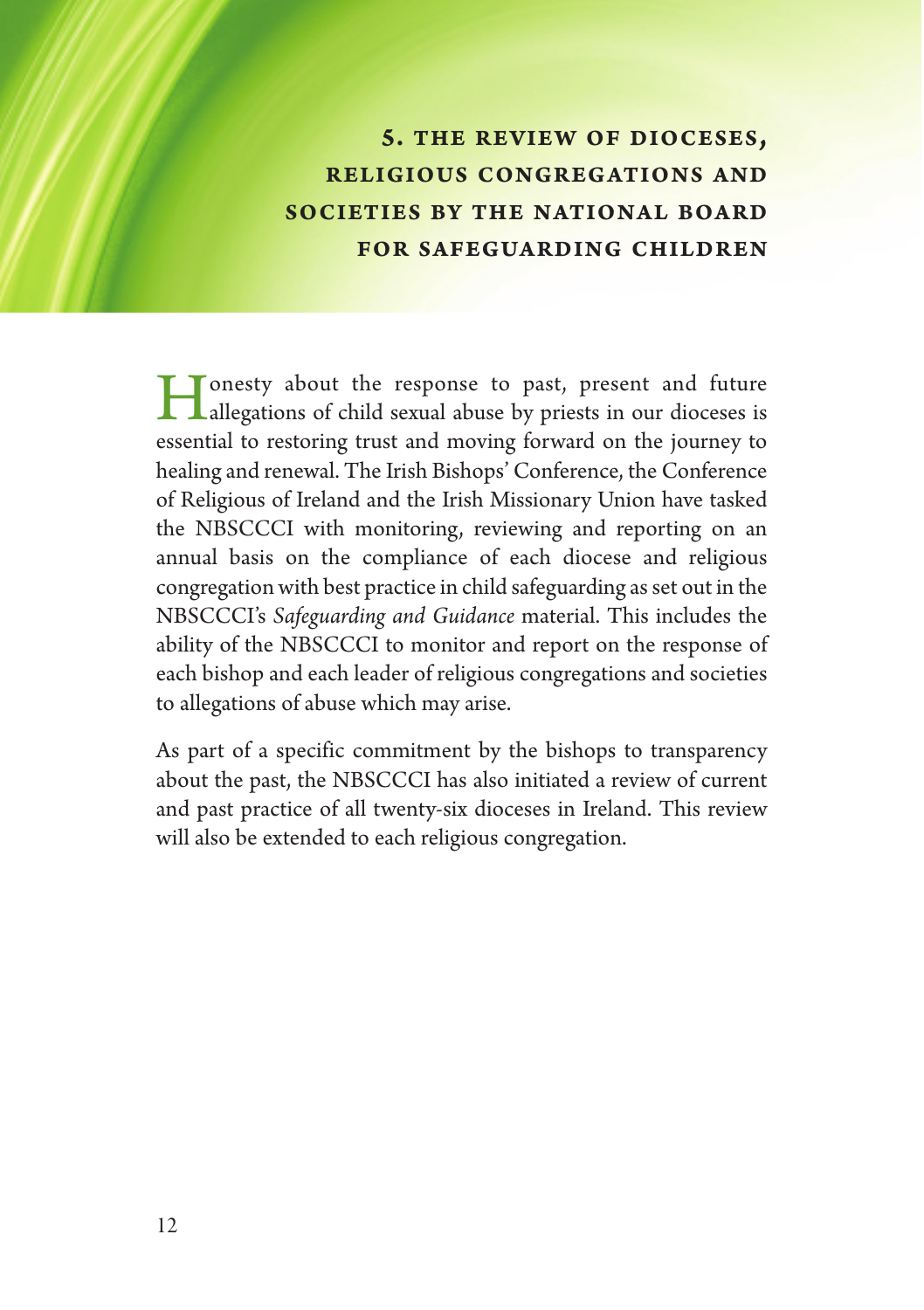## 5. The Review of Dioceses, Religious Congregations and Societies by the National Board for Safeguarding Children

Honesty about the response to past, present and future allegations of child sexual abuse by priests in our dioceses is essential to restoring trust and moving forward on the journey to healing and renewal. The Irish Bishops' Conference, the Conference of Religious of Ireland and the Irish Missionary Union have tasked the NBSCCCI with monitoring, reviewing and reporting on an annual basis on the compliance of each diocese and religious congregation with best practice in child safeguarding as set out in the NBSCCCI's *Safeguarding and Guidance* material. This includes the ability of the NBSCCCI to monitor and report on the response of each bishop and each leader of religious congregations and societies to allegations of abuse which may arise.

As part of a specific commitment by the bishops to transparency about the past, the NBSCCCI has also initiated a review of current and past practice of all twenty-six dioceses in Ireland. This review will also be extended to each religious congregation.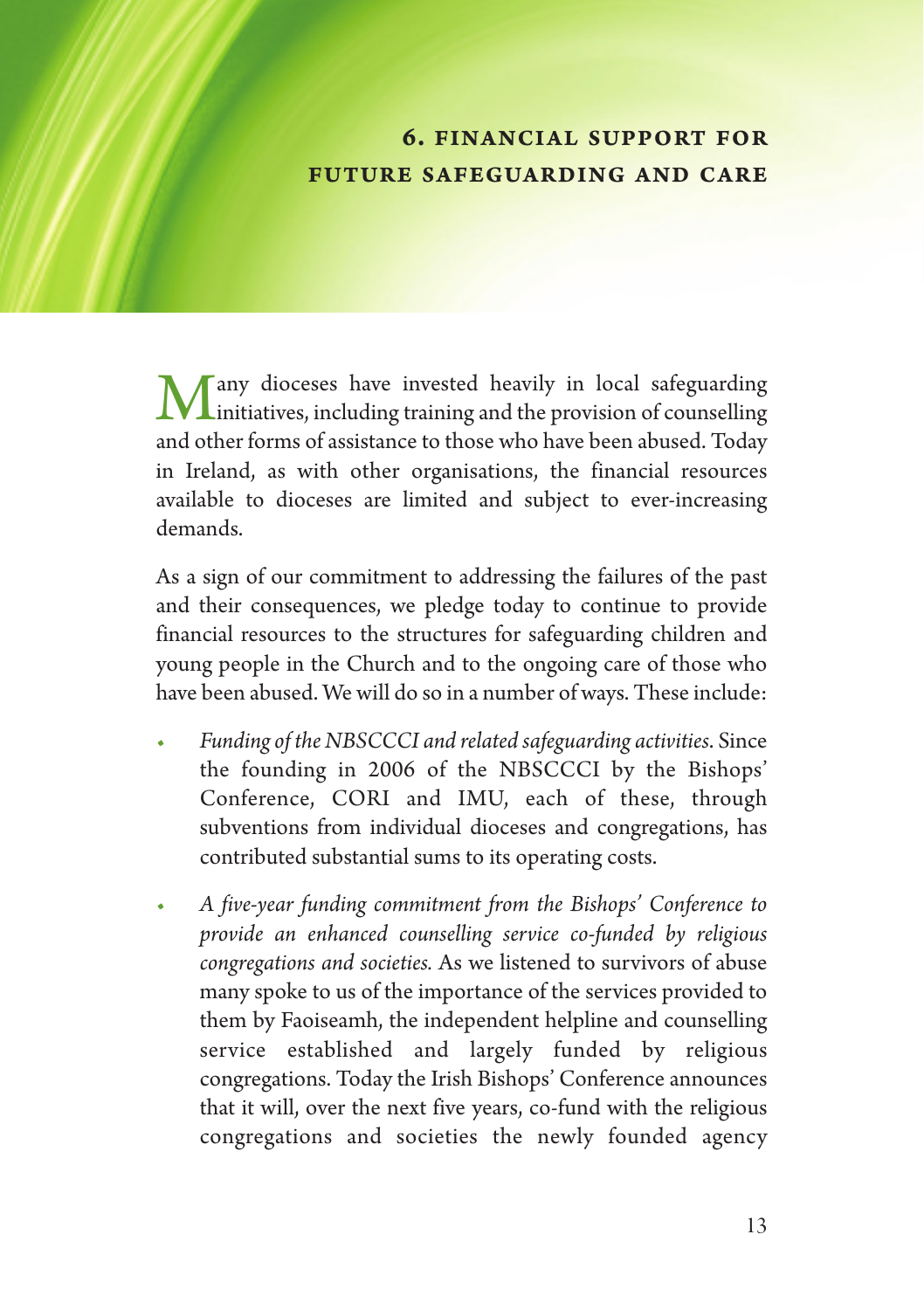## 6. Financial Support for Future Safeguarding and Care

Many dioceses have invested heavily in local safeguarding initiatives, including training and the provision of counselling and other forms of assistance to those who have been abused. Today in Ireland, as with other organisations, the financial resources available to dioceses are limited and subject to ever-increasing demands.

As a sign of our commitment to addressing the failures of the past and their consequences, we pledge today to continue to provide financial resources to the structures for safeguarding children and young people in the Church and to the ongoing care of those who have been abused. We will do so in a number of ways. These include:

- *Funding of the NBSCCCI and related safeguarding activities.* Since the founding in 2006 of the NBSCCCI by the Bishops' Conference, CORI and IMU, each of these, through subventions from individual dioceses and congregations, has contributed substantial sums to its operating costs.
- *A five-year funding commitment from the Bishops' Conference to provide an enhanced counselling service co-funded by religious congregations and societies.* As we listened to survivors of abuse many spoke to us of the importance of the services provided to them by Faoiseamh, the independent helpline and counselling service established and largely funded by religious congregations. Today the Irish Bishops' Conference announces that it will, over the next five years, co-fund with the religious congregations and societies the newly founded agency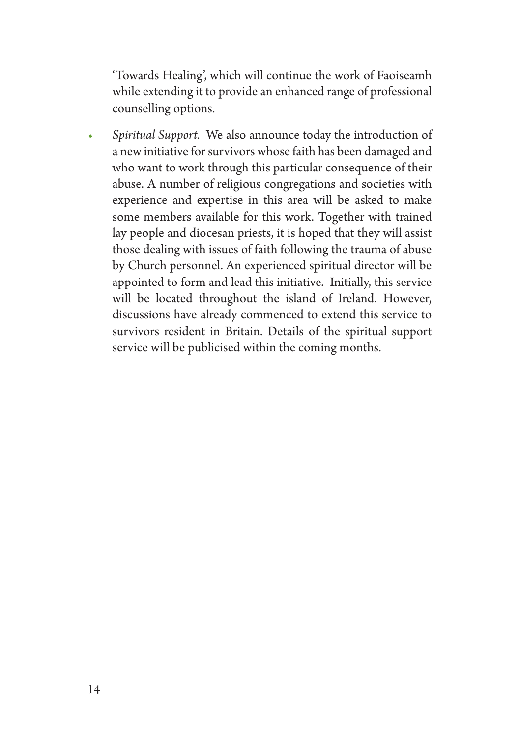'Towards Healing', which will continue the work of Faoiseamh while extending it to provide an enhanced range of professional counselling options.

- *Spiritual Support.* We also announce today the introduction of a new initiative for survivors whose faith has been damaged and who want to work through this particular consequence of their abuse. A number of religious congregations and societies with experience and expertise in this area will be asked to make some members available for this work. Together with trained lay people and diocesan priests, it is hoped that they will assist those dealing with issues of faith following the trauma of abuse by Church personnel. An experienced spiritual director will be appointed to form and lead this initiative. Initially, this service will be located throughout the island of Ireland. However, discussions have already commenced to extend this service to survivors resident in Britain. Details of the spiritual support service will be publicised within the coming months.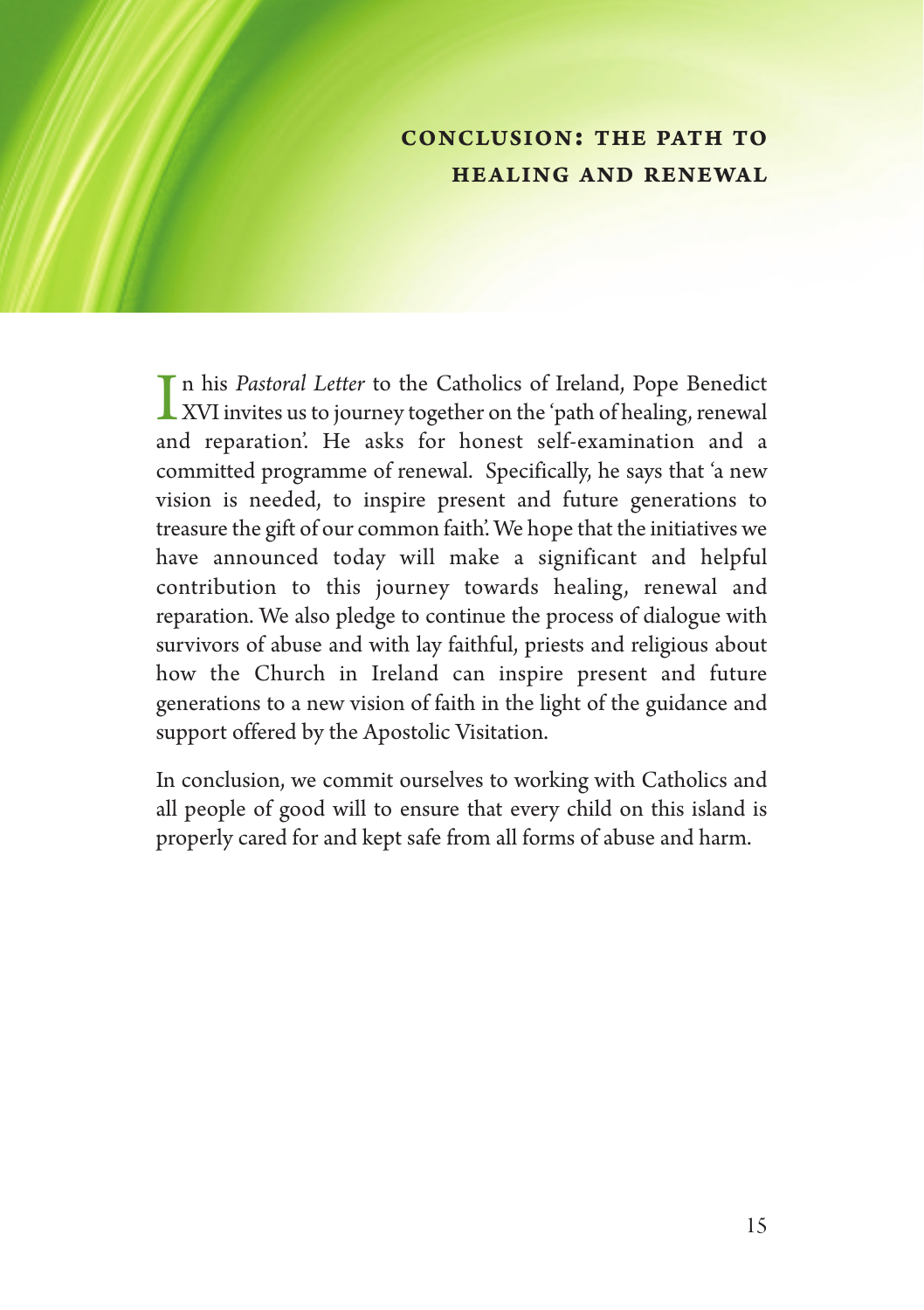## Conclusion: The Path to Healing and Renewal

In his *Pastoral Letter* to the Catholics of Ireland, Pope Benedict XVI invites us to journey together on the 'path of healing, renewal and reparation'. He asks for honest self-examination and a committed programme of renewal. Specifically, he says that 'a new vision is needed, to inspire present and future generations to treasure the gift of our common faith'. We hope that the initiatives we have announced today will make a significant and helpful contribution to this journey towards healing, renewal and reparation. We also pledge to continue the process of dialogue with survivors of abuse and with lay faithful, priests and religious about how the Church in Ireland can inspire present and future generations to a new vision of faith in the light of the guidance and support offered by the Apostolic Visitation.

In conclusion, we commit ourselves to working with Catholics and all people of good will to ensure that every child on this island is properly cared for and kept safe from all forms of abuse and harm.